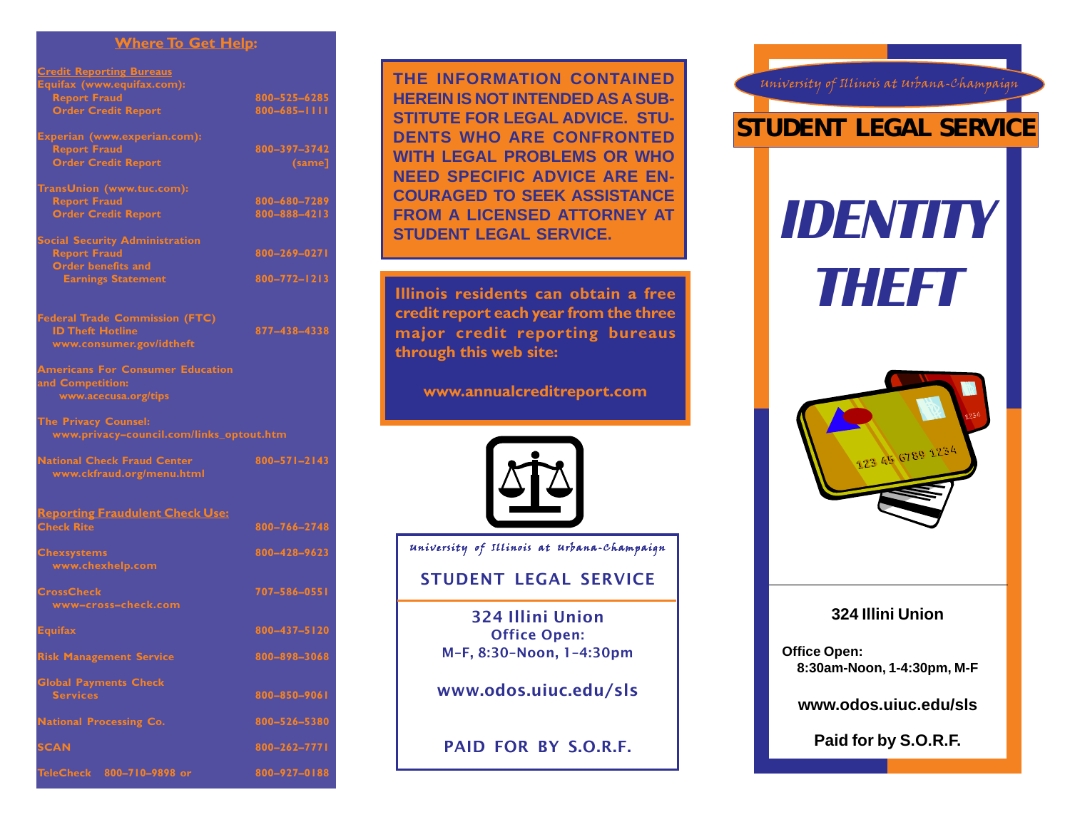## Where To Get Help:

**Credit Reporting Bureaus**

Equifax (www.equifax.com):

| | |
|---|---|
| Report Fraud | 800–525–6285 |
| Order Credit Report | 800–685–1111 |

Experian (www.experian.com):

| | |
|---|---|
| Report Fraud | 800–397–3742 |
| Order Credit Report | (same) |

TransUnion (www.tuc.com):

| | |
|---|---|
| Report Fraud | 800–680–7289 |
| Order Credit Report | 800–888–4213 |

Social Security Administration

| | |
|---|---|
| Report Fraud | 800–269–0271 |
| Order benefits and Earnings Statement | 800–772–1213 |

Federal Trade Commission (FTC)

| | |
|---|---|
| ID Theft Hotline | 877–438–4338 |

www.consumer.gov/idtheft

Americans For Consumer Education and Competition:
www.acecusa.org/tips

The Privacy Counsel:
www.privacy–council.com/links_optout.htm

National Check Fraud Center 800–571–2143
www.ckfraud.org/menu.html

**Reporting Fraudulent Check Use:**

| | |
|---|---|
| Check Rite | 800–766–2748 |
| Chexsystems (www.chexhelp.com) | 800–428–9623 |
| CrossCheck (www–cross–check.com) | 707–586–0551 |
| Equifax | 800–437–5120 |
| Risk Management Service | 800–898–3068 |
| Global Payments Check Services | 800–850–9061 |
| National Processing Co. | 800–526–5380 |
| SCAN | 800–262–7771 |
| TeleCheck 800–710–9898 or | 800–927–0188 |

**THE INFORMATION CONTAINED HEREIN IS NOT INTENDED AS A SUBSTITUTE FOR LEGAL ADVICE. STUDENTS WHO ARE CONFRONTED WITH LEGAL PROBLEMS OR WHO NEED SPECIFIC ADVICE ARE ENCOURAGED TO SEEK ASSISTANCE FROM A LICENSED ATTORNEY AT STUDENT LEGAL SERVICE.**

**Illinois residents can obtain a free credit report each year from the three major credit reporting bureaus through this web site:**

**www.annualcreditreport.com**

*University of Illinois at Urbana-Champaign*

STUDENT LEGAL SERVICE

324 Illini Union
Office Open:
M-F, 8:30-Noon, 1-4:30pm

www.odos.uiuc.edu/sls

PAID FOR BY S.O.R.F.

*University of Illinois at Urbana-Champaign*

# STUDENT LEGAL SERVICE

# *IDENTITY THEFT*

**324 Illini Union**

**Office Open:**
**8:30am-Noon, 1-4:30pm, M-F**

**www.odos.uiuc.edu/sls**

**Paid for by S.O.R.F.**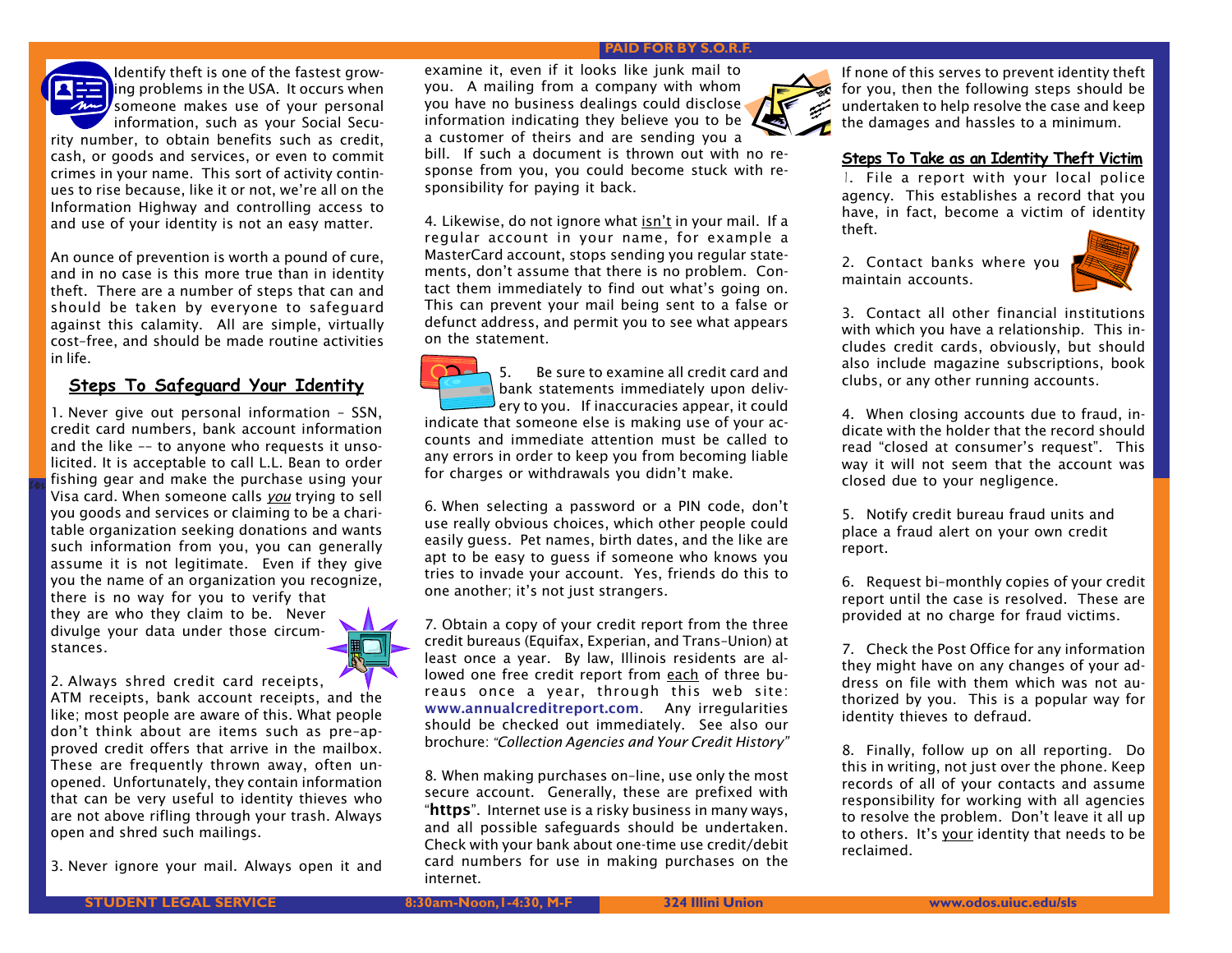Identify theft is one of the fastest growing problems in the USA. It occurs when someone makes use of your personal information, such as your Social Security number, to obtain benefits such as credit, cash, or goods and services, or even to commit crimes in your name. This sort of activity continues to rise because, like it or not, we're all on the Information Highway and controlling access to and use of your identity is not an easy matter.

An ounce of prevention is worth a pound of cure, and in no case is this more true than in identity theft. There are a number of steps that can and should be taken by everyone to safeguard against this calamity. All are simple, virtually cost-free, and should be made routine activities in life.

## Steps To Safeguard Your Identity

1. Never give out personal information – SSN, credit card numbers, bank account information and the like -- to anyone who requests it unsolicited. It is acceptable to call L.L. Bean to order fishing gear and make the purchase using your Visa card. When someone calls *you* trying to sell you goods and services or claiming to be a charitable organization seeking donations and wants such information from you, you can generally assume it is not legitimate. Even if they give you the name of an organization you recognize, there is no way for you to verify that they are who they claim to be. Never divulge your data under those circumstances.

2. Always shred credit card receipts, ATM receipts, bank account receipts, and the like; most people are aware of this. What people don't think about are items such as pre-approved credit offers that arrive in the mailbox. These are frequently thrown away, often unopened. Unfortunately, they contain information that can be very useful to identity thieves who are not above rifling through your trash. Always open and shred such mailings.

3. Never ignore your mail. Always open it and examine it, even if it looks like junk mail to you. A mailing from a company with whom you have no business dealings could disclose information indicating they believe you to be a customer of theirs and are sending you a bill. If such a document is thrown out with no response from you, you could become stuck with responsibility for paying it back.

4. Likewise, do not ignore what isn't in your mail. If a regular account in your name, for example a MasterCard account, stops sending you regular statements, don't assume that there is no problem. Contact them immediately to find out what's going on. This can prevent your mail being sent to a false or defunct address, and permit you to see what appears on the statement.

5. Be sure to examine all credit card and bank statements immediately upon delivery to you. If inaccuracies appear, it could indicate that someone else is making use of your accounts and immediate attention must be called to any errors in order to keep you from becoming liable for charges or withdrawals you didn't make.

6. When selecting a password or a PIN code, don't use really obvious choices, which other people could easily guess. Pet names, birth dates, and the like are apt to be easy to guess if someone who knows you tries to invade your account. Yes, friends do this to one another; it's not just strangers.

7. Obtain a copy of your credit report from the three credit bureaus (Equifax, Experian, and Trans-Union) at least once a year. By law, Illinois residents are allowed one free credit report from each of three bureaus once a year, through this web site: **www.annualcreditreport.com**. Any irregularities should be checked out immediately. See also our brochure: *"Collection Agencies and Your Credit History"*

8. When making purchases on-line, use only the most secure account. Generally, these are prefixed with "**https**". Internet use is a risky business in many ways, and all possible safeguards should be undertaken. Check with your bank about one-time use credit/debit card numbers for use in making purchases on the internet.

If none of this serves to prevent identity theft for you, then the following steps should be undertaken to help resolve the case and keep the damages and hassles to a minimum.

## Steps To Take as an Identity Theft Victim

1. File a report with your local police agency. This establishes a record that you have, in fact, become a victim of identity theft.

2. Contact banks where you maintain accounts.

3. Contact all other financial institutions with which you have a relationship. This includes credit cards, obviously, but should also include magazine subscriptions, book clubs, or any other running accounts.

4. When closing accounts due to fraud, indicate with the holder that the record should read "closed at consumer's request". This way it will not seem that the account was closed due to your negligence.

5. Notify credit bureau fraud units and place a fraud alert on your own credit report.

6. Request bi-monthly copies of your credit report until the case is resolved. These are provided at no charge for fraud victims.

7. Check the Post Office for any information they might have on any changes of your address on file with them which was not authorized by you. This is a popular way for identity thieves to defraud.

8. Finally, follow up on all reporting. Do this in writing, not just over the phone. Keep records of all of your contacts and assume responsibility for working with all agencies to resolve the problem. Don't leave it all up to others. It's your identity that needs to be reclaimed.

STUDENT LEGAL SERVICE 8:30am-Noon, 1-4:30, M-F 324 Illini Union www.odos.uiuc.edu/sls